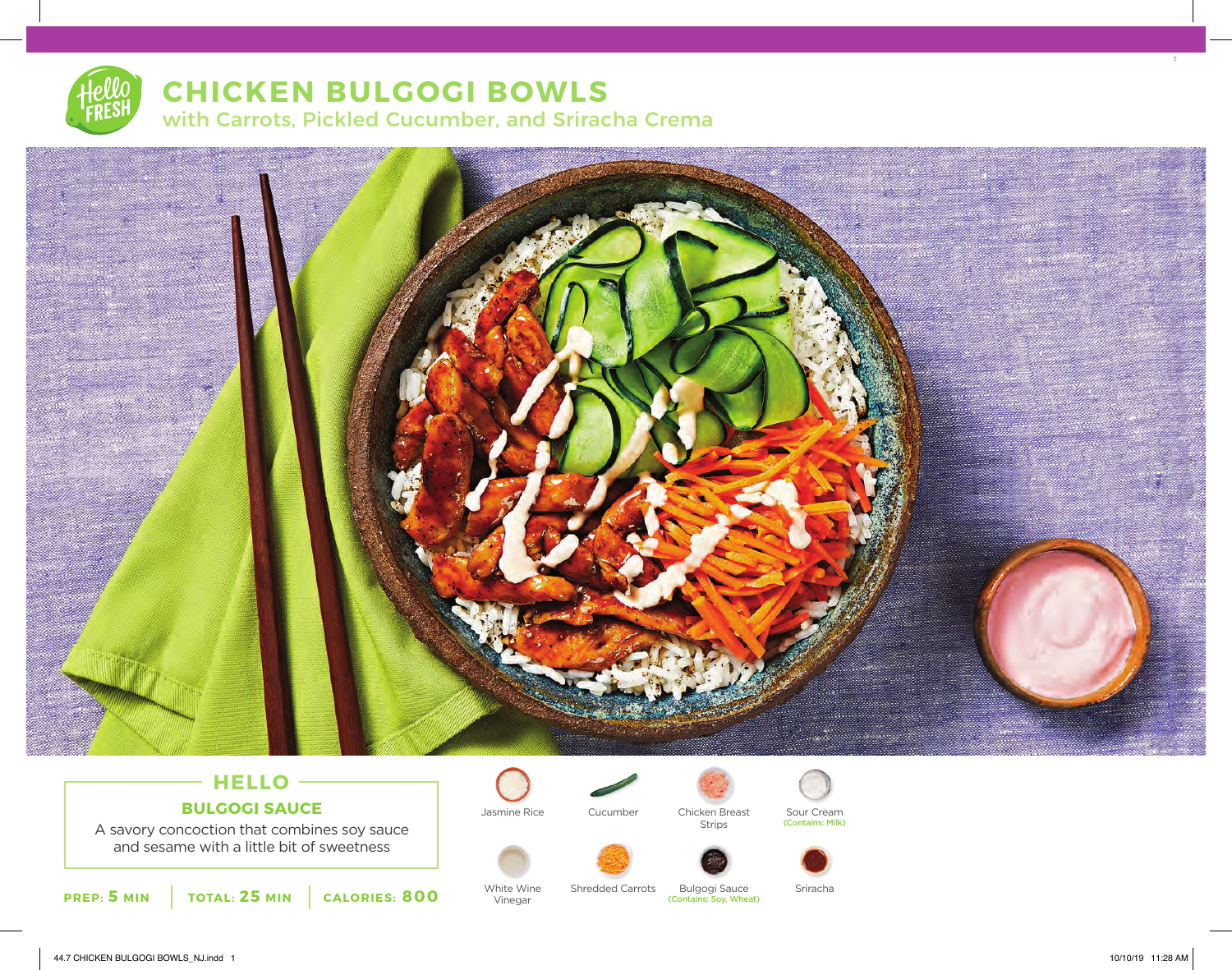# CHICKEN BULGOGI BOWLS

## with Carrots, Pickled Cucumber, and Sriracha Crema

### HELLO

**BULGOGI SAUCE**

A savory concoction that combines soy sauce and sesame with a little bit of sweetness

**PREP: 5 MIN** | **TOTAL: 25 MIN** | **CALORIES: 800**

- Jasmine Rice
- Cucumber
- Chicken Breast Strips
- Sour Cream (Contains: Milk)
- White Wine Vinegar
- Shredded Carrots
- Bulgogi Sauce (Contains: Soy, Wheat)
- Sriracha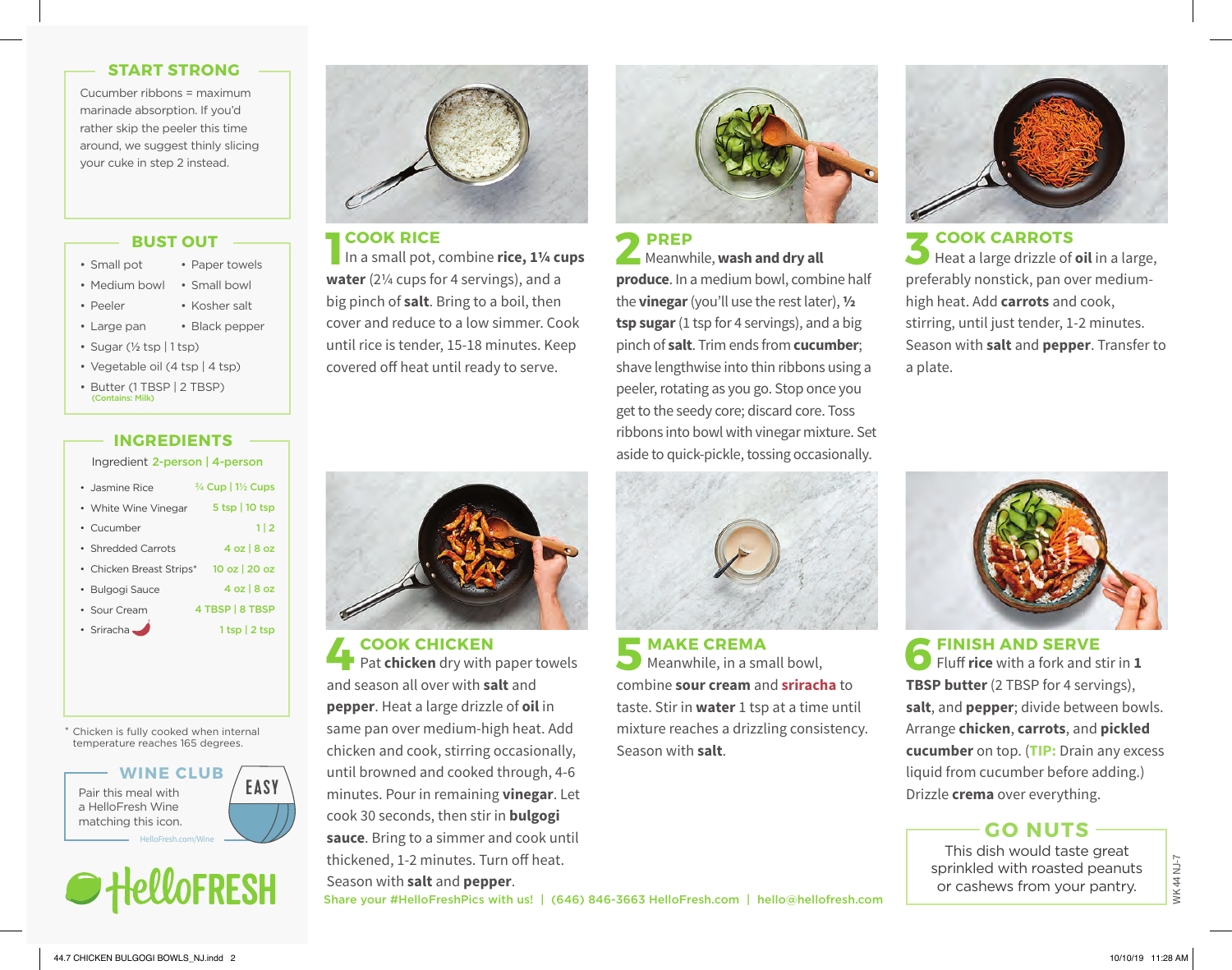## START STRONG

Cucumber ribbons = maximum marinade absorption. If you'd rather skip the peeler this time around, we suggest thinly slicing your cuke in step 2 instead.

## BUST OUT

- Small pot
- Medium bowl
- Peeler
- Large pan
- Sugar (½ tsp | 1 tsp)
- Vegetable oil (4 tsp | 4 tsp)
- Butter (1 TBSP | 2 TBSP) (Contains: Milk)
- Paper towels
- Small bowl
- Kosher salt
- Black pepper

## INGREDIENTS

| Ingredient | 2-person \| 4-person |
|---|---|
| Jasmine Rice | ¾ Cup \| 1½ Cups |
| White Wine Vinegar | 5 tsp \| 10 tsp |
| Cucumber | 1 \| 2 |
| Shredded Carrots | 4 oz \| 8 oz |
| Chicken Breast Strips* | 10 oz \| 20 oz |
| Bulgogi Sauce | 4 oz \| 8 oz |
| Sour Cream | 4 TBSP \| 8 TBSP |
| Sriracha | 1 tsp \| 2 tsp |

\* Chicken is fully cooked when internal temperature reaches 165 degrees.

## WINE CLUB

Pair this meal with a HelloFresh Wine matching this icon.

EASY

HelloFresh.com/Wine

HelloFRESH

## 1 COOK RICE

In a small pot, combine **rice, 1¼ cups water** (2¼ cups for 4 servings), and a big pinch of **salt**. Bring to a boil, then cover and reduce to a low simmer. Cook until rice is tender, 15-18 minutes. Keep covered off heat until ready to serve.

## 2 PREP

Meanwhile, **wash and dry all produce**. In a medium bowl, combine half the **vinegar** (you'll use the rest later), **½ tsp sugar** (1 tsp for 4 servings), and a big pinch of **salt**. Trim ends from **cucumber**; shave lengthwise into thin ribbons using a peeler, rotating as you go. Stop once you get to the seedy core; discard core. Toss ribbons into bowl with vinegar mixture. Set aside to quick-pickle, tossing occasionally.

## 3 COOK CARROTS

Heat a large drizzle of **oil** in a large, preferably nonstick, pan over medium-high heat. Add **carrots** and cook, stirring, until just tender, 1-2 minutes. Season with **salt** and **pepper**. Transfer to a plate.

## 4 COOK CHICKEN

Pat **chicken** dry with paper towels and season all over with **salt** and **pepper**. Heat a large drizzle of **oil** in same pan over medium-high heat. Add chicken and cook, stirring occasionally, until browned and cooked through, 4-6 minutes. Pour in remaining **vinegar**. Let cook 30 seconds, then stir in **bulgogi sauce**. Bring to a simmer and cook until thickened, 1-2 minutes. Turn off heat. Season with **salt** and **pepper**.

## 5 MAKE CREMA

Meanwhile, in a small bowl, combine **sour cream** and **sriracha** to taste. Stir in **water** 1 tsp at a time until mixture reaches a drizzling consistency. Season with **salt**.

## 6 FINISH AND SERVE

Fluff **rice** with a fork and stir in **1 TBSP butter** (2 TBSP for 4 servings), **salt**, and **pepper**; divide between bowls. Arrange **chicken**, **carrots**, and **pickled cucumber** on top. (**TIP:** Drain any excess liquid from cucumber before adding.) Drizzle **crema** over everything.

## GO NUTS

This dish would taste great sprinkled with roasted peanuts or cashews from your pantry.

Share your #HelloFreshPics with us! | (646) 846-3663 HelloFresh.com | hello@hellofresh.com

WK 44 NJ-7